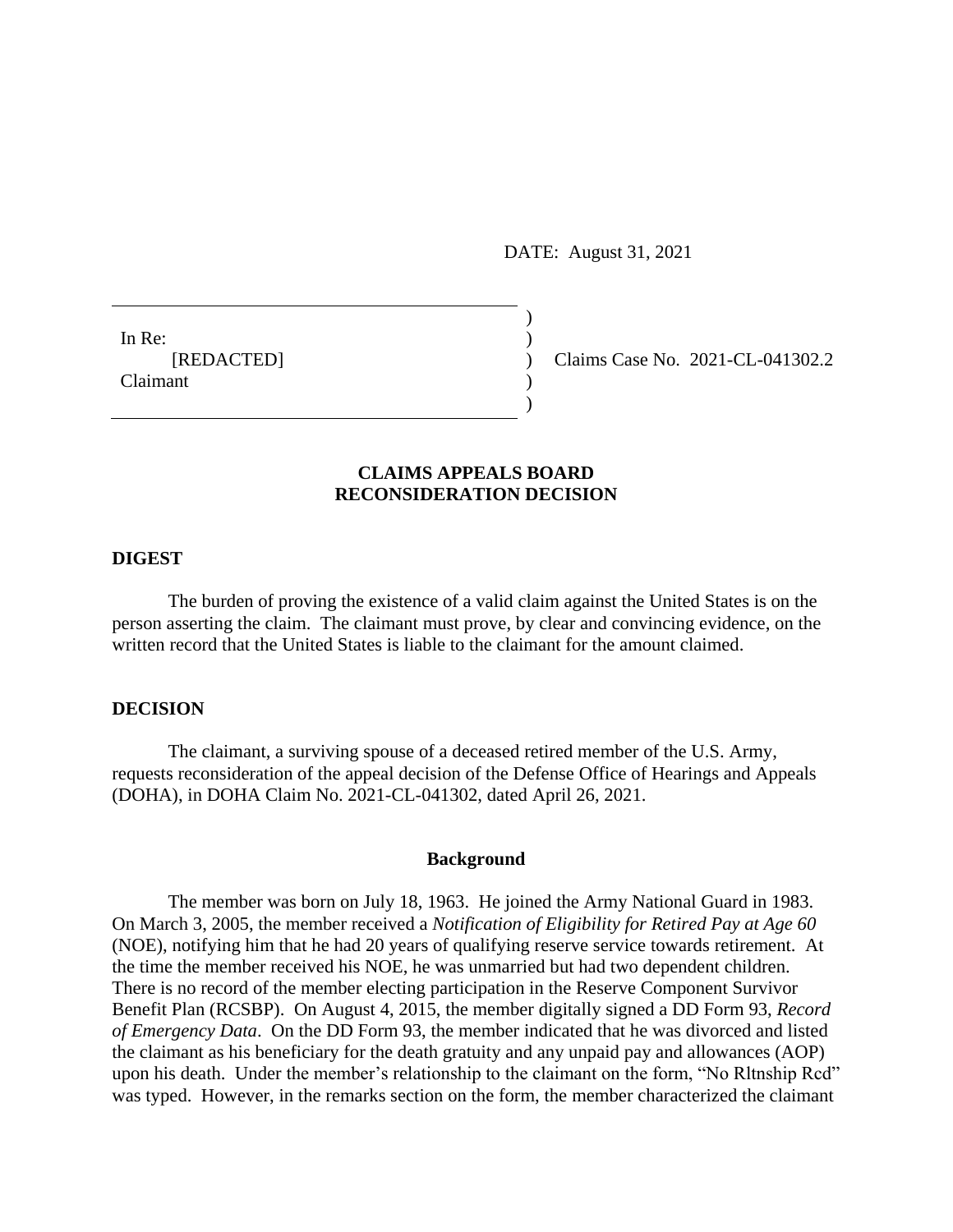DATE: August 31, 2021

In Re:
[REDACTED]
Claimant

Claims Case No. 2021-CL-041302.2

**CLAIMS APPEALS BOARD**
**RECONSIDERATION DECISION**

## DIGEST

The burden of proving the existence of a valid claim against the United States is on the person asserting the claim. The claimant must prove, by clear and convincing evidence, on the written record that the United States is liable to the claimant for the amount claimed.

## DECISION

The claimant, a surviving spouse of a deceased retired member of the U.S. Army, requests reconsideration of the appeal decision of the Defense Office of Hearings and Appeals (DOHA), in DOHA Claim No. 2021-CL-041302, dated April 26, 2021.

### Background

The member was born on July 18, 1963. He joined the Army National Guard in 1983. On March 3, 2005, the member received a *Notification of Eligibility for Retired Pay at Age 60* (NOE), notifying him that he had 20 years of qualifying reserve service towards retirement. At the time the member received his NOE, he was unmarried but had two dependent children. There is no record of the member electing participation in the Reserve Component Survivor Benefit Plan (RCSBP). On August 4, 2015, the member digitally signed a DD Form 93, *Record of Emergency Data*. On the DD Form 93, the member indicated that he was divorced and listed the claimant as his beneficiary for the death gratuity and any unpaid pay and allowances (AOP) upon his death. Under the member's relationship to the claimant on the form, "No Rltnship Rcd" was typed. However, in the remarks section on the form, the member characterized the claimant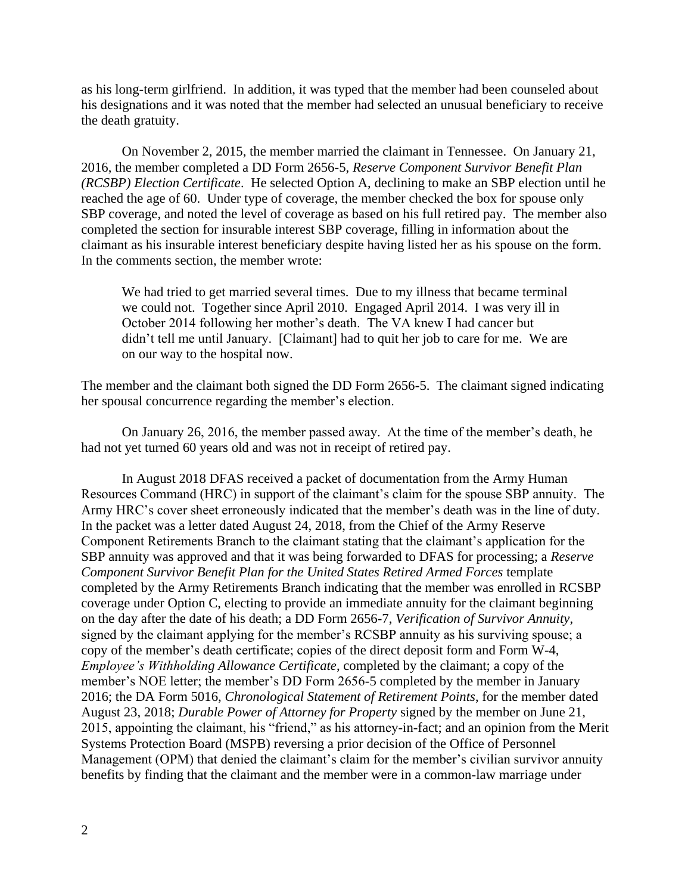as his long-term girlfriend. In addition, it was typed that the member had been counseled about his designations and it was noted that the member had selected an unusual beneficiary to receive the death gratuity.

On November 2, 2015, the member married the claimant in Tennessee. On January 21, 2016, the member completed a DD Form 2656-5, *Reserve Component Survivor Benefit Plan (RCSBP) Election Certificate*. He selected Option A, declining to make an SBP election until he reached the age of 60. Under type of coverage, the member checked the box for spouse only SBP coverage, and noted the level of coverage as based on his full retired pay. The member also completed the section for insurable interest SBP coverage, filling in information about the claimant as his insurable interest beneficiary despite having listed her as his spouse on the form. In the comments section, the member wrote:

> We had tried to get married several times. Due to my illness that became terminal we could not. Together since April 2010. Engaged April 2014. I was very ill in October 2014 following her mother's death. The VA knew I had cancer but didn't tell me until January. [Claimant] had to quit her job to care for me. We are on our way to the hospital now.

The member and the claimant both signed the DD Form 2656-5. The claimant signed indicating her spousal concurrence regarding the member's election.

On January 26, 2016, the member passed away. At the time of the member's death, he had not yet turned 60 years old and was not in receipt of retired pay.

In August 2018 DFAS received a packet of documentation from the Army Human Resources Command (HRC) in support of the claimant's claim for the spouse SBP annuity. The Army HRC's cover sheet erroneously indicated that the member's death was in the line of duty. In the packet was a letter dated August 24, 2018, from the Chief of the Army Reserve Component Retirements Branch to the claimant stating that the claimant's application for the SBP annuity was approved and that it was being forwarded to DFAS for processing; a *Reserve Component Survivor Benefit Plan for the United States Retired Armed Forces* template completed by the Army Retirements Branch indicating that the member was enrolled in RCSBP coverage under Option C, electing to provide an immediate annuity for the claimant beginning on the day after the date of his death; a DD Form 2656-7, *Verification of Survivor Annuity*, signed by the claimant applying for the member's RCSBP annuity as his surviving spouse; a copy of the member's death certificate; copies of the direct deposit form and Form W-4, *Employee's Withholding Allowance Certificate*, completed by the claimant; a copy of the member's NOE letter; the member's DD Form 2656-5 completed by the member in January 2016; the DA Form 5016, *Chronological Statement of Retirement Points*, for the member dated August 23, 2018; *Durable Power of Attorney for Property* signed by the member on June 21, 2015, appointing the claimant, his "friend," as his attorney-in-fact; and an opinion from the Merit Systems Protection Board (MSPB) reversing a prior decision of the Office of Personnel Management (OPM) that denied the claimant's claim for the member's civilian survivor annuity benefits by finding that the claimant and the member were in a common-law marriage under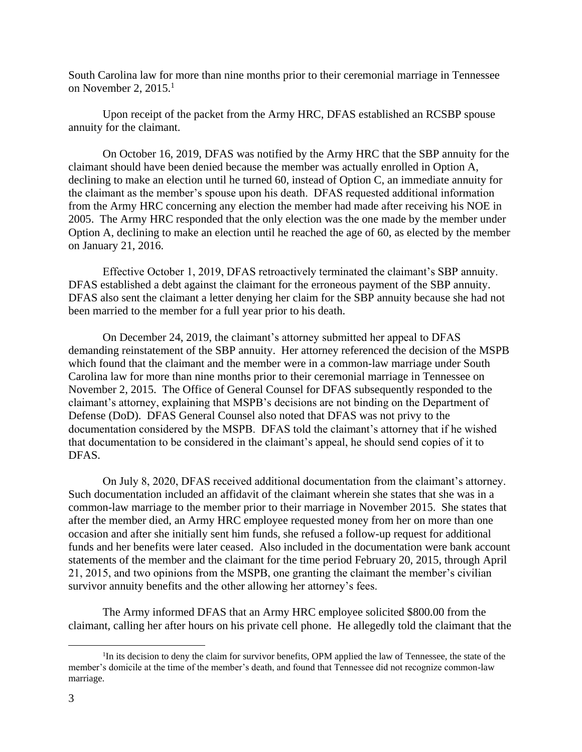South Carolina law for more than nine months prior to their ceremonial marriage in Tennessee on November 2, 2015.[1]

Upon receipt of the packet from the Army HRC, DFAS established an RCSBP spouse annuity for the claimant.

On October 16, 2019, DFAS was notified by the Army HRC that the SBP annuity for the claimant should have been denied because the member was actually enrolled in Option A, declining to make an election until he turned 60, instead of Option C, an immediate annuity for the claimant as the member's spouse upon his death. DFAS requested additional information from the Army HRC concerning any election the member had made after receiving his NOE in 2005. The Army HRC responded that the only election was the one made by the member under Option A, declining to make an election until he reached the age of 60, as elected by the member on January 21, 2016.

Effective October 1, 2019, DFAS retroactively terminated the claimant's SBP annuity. DFAS established a debt against the claimant for the erroneous payment of the SBP annuity. DFAS also sent the claimant a letter denying her claim for the SBP annuity because she had not been married to the member for a full year prior to his death.

On December 24, 2019, the claimant's attorney submitted her appeal to DFAS demanding reinstatement of the SBP annuity. Her attorney referenced the decision of the MSPB which found that the claimant and the member were in a common-law marriage under South Carolina law for more than nine months prior to their ceremonial marriage in Tennessee on November 2, 2015. The Office of General Counsel for DFAS subsequently responded to the claimant's attorney, explaining that MSPB's decisions are not binding on the Department of Defense (DoD). DFAS General Counsel also noted that DFAS was not privy to the documentation considered by the MSPB. DFAS told the claimant's attorney that if he wished that documentation to be considered in the claimant's appeal, he should send copies of it to DFAS.

On July 8, 2020, DFAS received additional documentation from the claimant's attorney. Such documentation included an affidavit of the claimant wherein she states that she was in a common-law marriage to the member prior to their marriage in November 2015. She states that after the member died, an Army HRC employee requested money from her on more than one occasion and after she initially sent him funds, she refused a follow-up request for additional funds and her benefits were later ceased. Also included in the documentation were bank account statements of the member and the claimant for the time period February 20, 2015, through April 21, 2015, and two opinions from the MSPB, one granting the claimant the member's civilian survivor annuity benefits and the other allowing her attorney's fees.

The Army informed DFAS that an Army HRC employee solicited $800.00 from the claimant, calling her after hours on his private cell phone. He allegedly told the claimant that the

[1] In its decision to deny the claim for survivor benefits, OPM applied the law of Tennessee, the state of the member's domicile at the time of the member's death, and found that Tennessee did not recognize common-law marriage.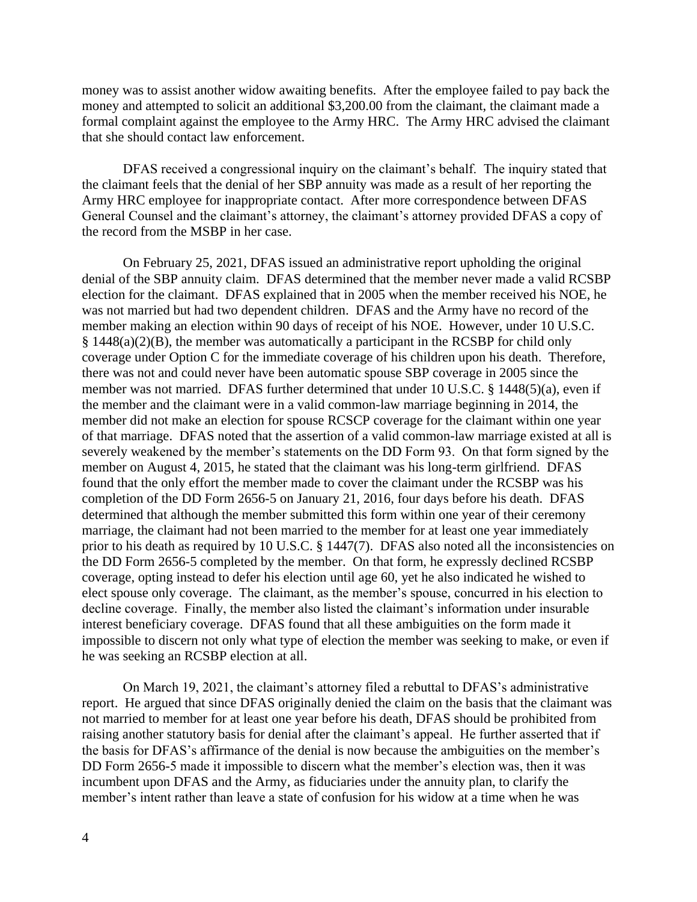money was to assist another widow awaiting benefits. After the employee failed to pay back the money and attempted to solicit an additional $3,200.00 from the claimant, the claimant made a formal complaint against the employee to the Army HRC. The Army HRC advised the claimant that she should contact law enforcement.

DFAS received a congressional inquiry on the claimant's behalf. The inquiry stated that the claimant feels that the denial of her SBP annuity was made as a result of her reporting the Army HRC employee for inappropriate contact. After more correspondence between DFAS General Counsel and the claimant's attorney, the claimant's attorney provided DFAS a copy of the record from the MSBP in her case.

On February 25, 2021, DFAS issued an administrative report upholding the original denial of the SBP annuity claim. DFAS determined that the member never made a valid RCSBP election for the claimant. DFAS explained that in 2005 when the member received his NOE, he was not married but had two dependent children. DFAS and the Army have no record of the member making an election within 90 days of receipt of his NOE. However, under 10 U.S.C. § 1448(a)(2)(B), the member was automatically a participant in the RCSBP for child only coverage under Option C for the immediate coverage of his children upon his death. Therefore, there was not and could never have been automatic spouse SBP coverage in 2005 since the member was not married. DFAS further determined that under 10 U.S.C. § 1448(5)(a), even if the member and the claimant were in a valid common-law marriage beginning in 2014, the member did not make an election for spouse RCSCP coverage for the claimant within one year of that marriage. DFAS noted that the assertion of a valid common-law marriage existed at all is severely weakened by the member's statements on the DD Form 93. On that form signed by the member on August 4, 2015, he stated that the claimant was his long-term girlfriend. DFAS found that the only effort the member made to cover the claimant under the RCSBP was his completion of the DD Form 2656-5 on January 21, 2016, four days before his death. DFAS determined that although the member submitted this form within one year of their ceremony marriage, the claimant had not been married to the member for at least one year immediately prior to his death as required by 10 U.S.C. § 1447(7). DFAS also noted all the inconsistencies on the DD Form 2656-5 completed by the member. On that form, he expressly declined RCSBP coverage, opting instead to defer his election until age 60, yet he also indicated he wished to elect spouse only coverage. The claimant, as the member's spouse, concurred in his election to decline coverage. Finally, the member also listed the claimant's information under insurable interest beneficiary coverage. DFAS found that all these ambiguities on the form made it impossible to discern not only what type of election the member was seeking to make, or even if he was seeking an RCSBP election at all.

On March 19, 2021, the claimant's attorney filed a rebuttal to DFAS's administrative report. He argued that since DFAS originally denied the claim on the basis that the claimant was not married to member for at least one year before his death, DFAS should be prohibited from raising another statutory basis for denial after the claimant's appeal. He further asserted that if the basis for DFAS's affirmance of the denial is now because the ambiguities on the member's DD Form 2656-5 made it impossible to discern what the member's election was, then it was incumbent upon DFAS and the Army, as fiduciaries under the annuity plan, to clarify the member's intent rather than leave a state of confusion for his widow at a time when he was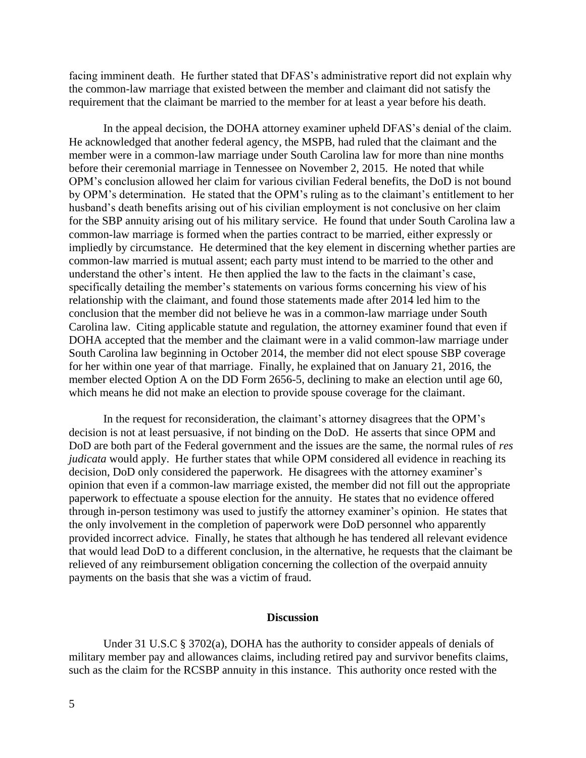facing imminent death. He further stated that DFAS's administrative report did not explain why the common-law marriage that existed between the member and claimant did not satisfy the requirement that the claimant be married to the member for at least a year before his death.

In the appeal decision, the DOHA attorney examiner upheld DFAS's denial of the claim. He acknowledged that another federal agency, the MSPB, had ruled that the claimant and the member were in a common-law marriage under South Carolina law for more than nine months before their ceremonial marriage in Tennessee on November 2, 2015. He noted that while OPM's conclusion allowed her claim for various civilian Federal benefits, the DoD is not bound by OPM's determination. He stated that the OPM's ruling as to the claimant's entitlement to her husband's death benefits arising out of his civilian employment is not conclusive on her claim for the SBP annuity arising out of his military service. He found that under South Carolina law a common-law marriage is formed when the parties contract to be married, either expressly or impliedly by circumstance. He determined that the key element in discerning whether parties are common-law married is mutual assent; each party must intend to be married to the other and understand the other's intent. He then applied the law to the facts in the claimant's case, specifically detailing the member's statements on various forms concerning his view of his relationship with the claimant, and found those statements made after 2014 led him to the conclusion that the member did not believe he was in a common-law marriage under South Carolina law. Citing applicable statute and regulation, the attorney examiner found that even if DOHA accepted that the member and the claimant were in a valid common-law marriage under South Carolina law beginning in October 2014, the member did not elect spouse SBP coverage for her within one year of that marriage. Finally, he explained that on January 21, 2016, the member elected Option A on the DD Form 2656-5, declining to make an election until age 60, which means he did not make an election to provide spouse coverage for the claimant.

In the request for reconsideration, the claimant's attorney disagrees that the OPM's decision is not at least persuasive, if not binding on the DoD. He asserts that since OPM and DoD are both part of the Federal government and the issues are the same, the normal rules of *res judicata* would apply. He further states that while OPM considered all evidence in reaching its decision, DoD only considered the paperwork. He disagrees with the attorney examiner's opinion that even if a common-law marriage existed, the member did not fill out the appropriate paperwork to effectuate a spouse election for the annuity. He states that no evidence offered through in-person testimony was used to justify the attorney examiner's opinion. He states that the only involvement in the completion of paperwork were DoD personnel who apparently provided incorrect advice. Finally, he states that although he has tendered all relevant evidence that would lead DoD to a different conclusion, in the alternative, he requests that the claimant be relieved of any reimbursement obligation concerning the collection of the overpaid annuity payments on the basis that she was a victim of fraud.

## Discussion

Under 31 U.S.C § 3702(a), DOHA has the authority to consider appeals of denials of military member pay and allowances claims, including retired pay and survivor benefits claims, such as the claim for the RCSBP annuity in this instance. This authority once rested with the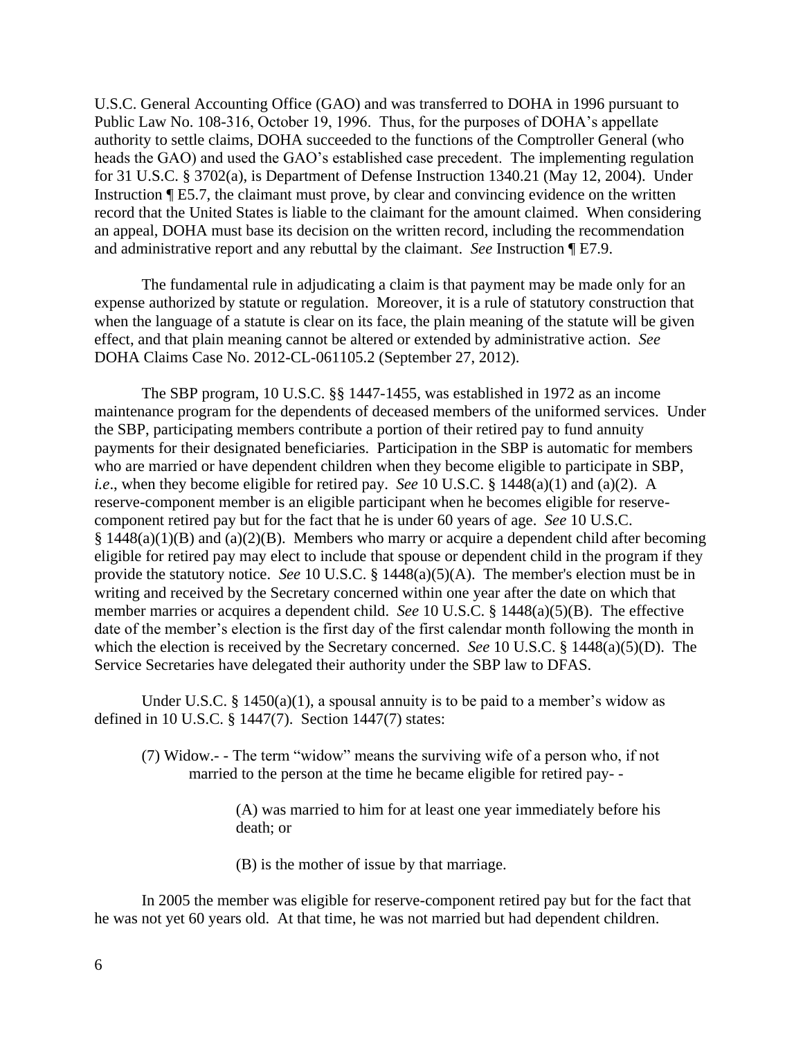U.S.C. General Accounting Office (GAO) and was transferred to DOHA in 1996 pursuant to Public Law No. 108-316, October 19, 1996. Thus, for the purposes of DOHA's appellate authority to settle claims, DOHA succeeded to the functions of the Comptroller General (who heads the GAO) and used the GAO's established case precedent. The implementing regulation for 31 U.S.C. § 3702(a), is Department of Defense Instruction 1340.21 (May 12, 2004). Under Instruction ¶ E5.7, the claimant must prove, by clear and convincing evidence on the written record that the United States is liable to the claimant for the amount claimed. When considering an appeal, DOHA must base its decision on the written record, including the recommendation and administrative report and any rebuttal by the claimant. *See* Instruction ¶ E7.9.

The fundamental rule in adjudicating a claim is that payment may be made only for an expense authorized by statute or regulation. Moreover, it is a rule of statutory construction that when the language of a statute is clear on its face, the plain meaning of the statute will be given effect, and that plain meaning cannot be altered or extended by administrative action. *See* DOHA Claims Case No. 2012-CL-061105.2 (September 27, 2012).

The SBP program, 10 U.S.C. §§ 1447-1455, was established in 1972 as an income maintenance program for the dependents of deceased members of the uniformed services. Under the SBP, participating members contribute a portion of their retired pay to fund annuity payments for their designated beneficiaries. Participation in the SBP is automatic for members who are married or have dependent children when they become eligible to participate in SBP, *i.e*., when they become eligible for retired pay. *See* 10 U.S.C. § 1448(a)(1) and (a)(2). A reserve-component member is an eligible participant when he becomes eligible for reserve-component retired pay but for the fact that he is under 60 years of age. *See* 10 U.S.C. § 1448(a)(1)(B) and (a)(2)(B). Members who marry or acquire a dependent child after becoming eligible for retired pay may elect to include that spouse or dependent child in the program if they provide the statutory notice. *See* 10 U.S.C. § 1448(a)(5)(A). The member's election must be in writing and received by the Secretary concerned within one year after the date on which that member marries or acquires a dependent child. *See* 10 U.S.C. § 1448(a)(5)(B). The effective date of the member's election is the first day of the first calendar month following the month in which the election is received by the Secretary concerned. *See* 10 U.S.C. § 1448(a)(5)(D). The Service Secretaries have delegated their authority under the SBP law to DFAS.

Under U.S.C. § 1450(a)(1), a spousal annuity is to be paid to a member's widow as defined in 10 U.S.C. § 1447(7). Section 1447(7) states:

> (7) Widow.- - The term "widow" means the surviving wife of a person who, if not married to the person at the time he became eligible for retired pay- -
>
> (A) was married to him for at least one year immediately before his death; or
>
> (B) is the mother of issue by that marriage.

In 2005 the member was eligible for reserve-component retired pay but for the fact that he was not yet 60 years old. At that time, he was not married but had dependent children.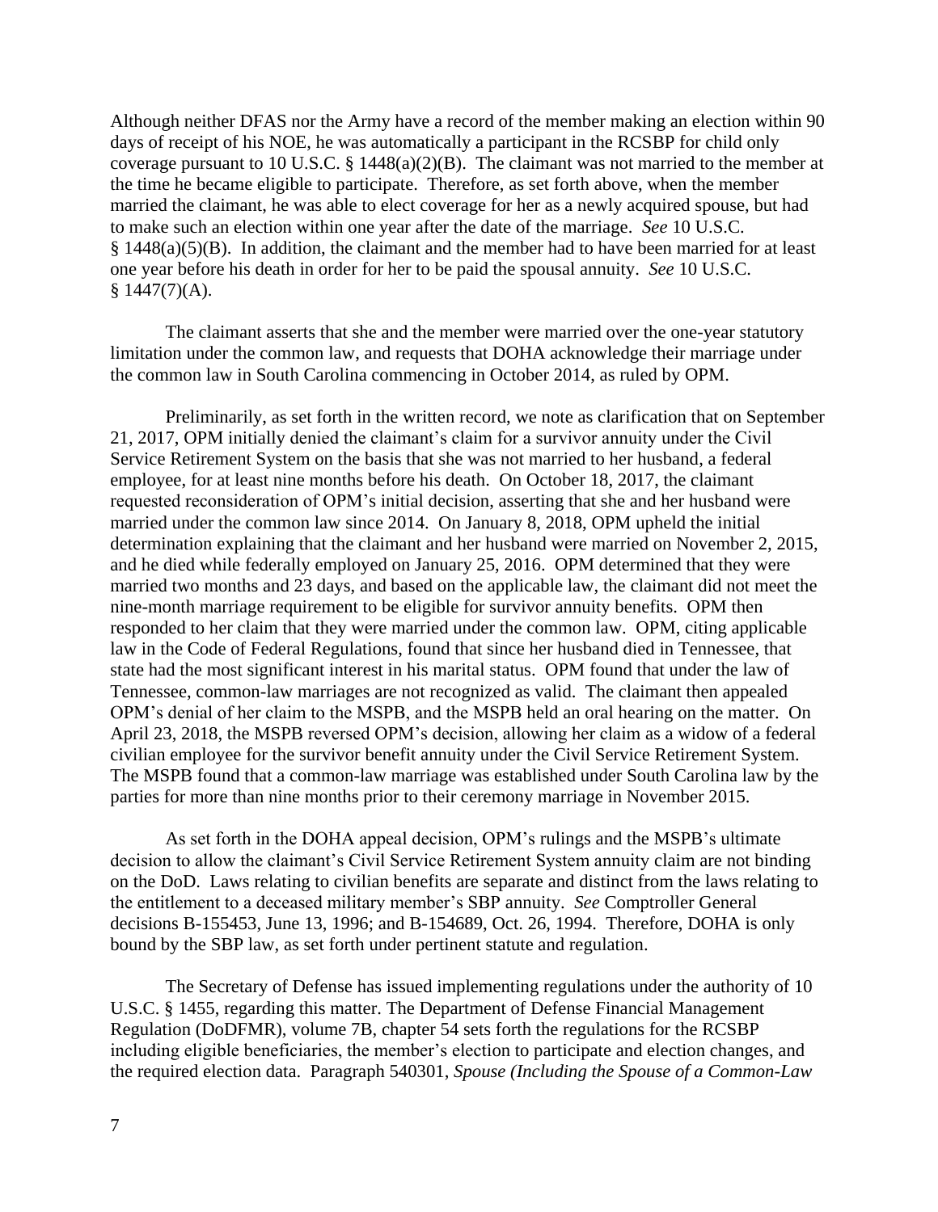Although neither DFAS nor the Army have a record of the member making an election within 90 days of receipt of his NOE, he was automatically a participant in the RCSBP for child only coverage pursuant to 10 U.S.C. § 1448(a)(2)(B). The claimant was not married to the member at the time he became eligible to participate. Therefore, as set forth above, when the member married the claimant, he was able to elect coverage for her as a newly acquired spouse, but had to make such an election within one year after the date of the marriage. *See* 10 U.S.C. § 1448(a)(5)(B). In addition, the claimant and the member had to have been married for at least one year before his death in order for her to be paid the spousal annuity. *See* 10 U.S.C. § 1447(7)(A).

The claimant asserts that she and the member were married over the one-year statutory limitation under the common law, and requests that DOHA acknowledge their marriage under the common law in South Carolina commencing in October 2014, as ruled by OPM.

Preliminarily, as set forth in the written record, we note as clarification that on September 21, 2017, OPM initially denied the claimant's claim for a survivor annuity under the Civil Service Retirement System on the basis that she was not married to her husband, a federal employee, for at least nine months before his death. On October 18, 2017, the claimant requested reconsideration of OPM's initial decision, asserting that she and her husband were married under the common law since 2014. On January 8, 2018, OPM upheld the initial determination explaining that the claimant and her husband were married on November 2, 2015, and he died while federally employed on January 25, 2016. OPM determined that they were married two months and 23 days, and based on the applicable law, the claimant did not meet the nine-month marriage requirement to be eligible for survivor annuity benefits. OPM then responded to her claim that they were married under the common law. OPM, citing applicable law in the Code of Federal Regulations, found that since her husband died in Tennessee, that state had the most significant interest in his marital status. OPM found that under the law of Tennessee, common-law marriages are not recognized as valid. The claimant then appealed OPM's denial of her claim to the MSPB, and the MSPB held an oral hearing on the matter. On April 23, 2018, the MSPB reversed OPM's decision, allowing her claim as a widow of a federal civilian employee for the survivor benefit annuity under the Civil Service Retirement System. The MSPB found that a common-law marriage was established under South Carolina law by the parties for more than nine months prior to their ceremony marriage in November 2015.

As set forth in the DOHA appeal decision, OPM's rulings and the MSPB's ultimate decision to allow the claimant's Civil Service Retirement System annuity claim are not binding on the DoD. Laws relating to civilian benefits are separate and distinct from the laws relating to the entitlement to a deceased military member's SBP annuity. *See* Comptroller General decisions B-155453, June 13, 1996; and B-154689, Oct. 26, 1994. Therefore, DOHA is only bound by the SBP law, as set forth under pertinent statute and regulation.

The Secretary of Defense has issued implementing regulations under the authority of 10 U.S.C. § 1455, regarding this matter. The Department of Defense Financial Management Regulation (DoDFMR), volume 7B, chapter 54 sets forth the regulations for the RCSBP including eligible beneficiaries, the member's election to participate and election changes, and the required election data. Paragraph 540301, *Spouse (Including the Spouse of a Common-Law*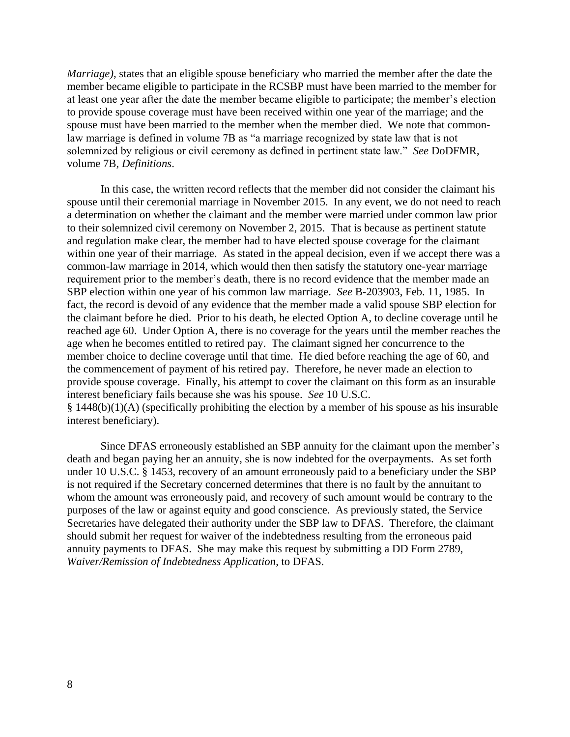*Marriage)*, states that an eligible spouse beneficiary who married the member after the date the member became eligible to participate in the RCSBP must have been married to the member for at least one year after the date the member became eligible to participate; the member's election to provide spouse coverage must have been received within one year of the marriage; and the spouse must have been married to the member when the member died. We note that common-law marriage is defined in volume 7B as "a marriage recognized by state law that is not solemnized by religious or civil ceremony as defined in pertinent state law." *See* DoDFMR, volume 7B, *Definitions*.

In this case, the written record reflects that the member did not consider the claimant his spouse until their ceremonial marriage in November 2015. In any event, we do not need to reach a determination on whether the claimant and the member were married under common law prior to their solemnized civil ceremony on November 2, 2015. That is because as pertinent statute and regulation make clear, the member had to have elected spouse coverage for the claimant within one year of their marriage. As stated in the appeal decision, even if we accept there was a common-law marriage in 2014, which would then then satisfy the statutory one-year marriage requirement prior to the member's death, there is no record evidence that the member made an SBP election within one year of his common law marriage. *See* B-203903, Feb. 11, 1985. In fact, the record is devoid of any evidence that the member made a valid spouse SBP election for the claimant before he died. Prior to his death, he elected Option A, to decline coverage until he reached age 60. Under Option A, there is no coverage for the years until the member reaches the age when he becomes entitled to retired pay. The claimant signed her concurrence to the member choice to decline coverage until that time. He died before reaching the age of 60, and the commencement of payment of his retired pay. Therefore, he never made an election to provide spouse coverage. Finally, his attempt to cover the claimant on this form as an insurable interest beneficiary fails because she was his spouse. *See* 10 U.S.C. § 1448(b)(1)(A) (specifically prohibiting the election by a member of his spouse as his insurable interest beneficiary).

Since DFAS erroneously established an SBP annuity for the claimant upon the member's death and began paying her an annuity, she is now indebted for the overpayments. As set forth under 10 U.S.C. § 1453, recovery of an amount erroneously paid to a beneficiary under the SBP is not required if the Secretary concerned determines that there is no fault by the annuitant to whom the amount was erroneously paid, and recovery of such amount would be contrary to the purposes of the law or against equity and good conscience. As previously stated, the Service Secretaries have delegated their authority under the SBP law to DFAS. Therefore, the claimant should submit her request for waiver of the indebtedness resulting from the erroneous paid annuity payments to DFAS. She may make this request by submitting a DD Form 2789, *Waiver/Remission of Indebtedness Application*, to DFAS.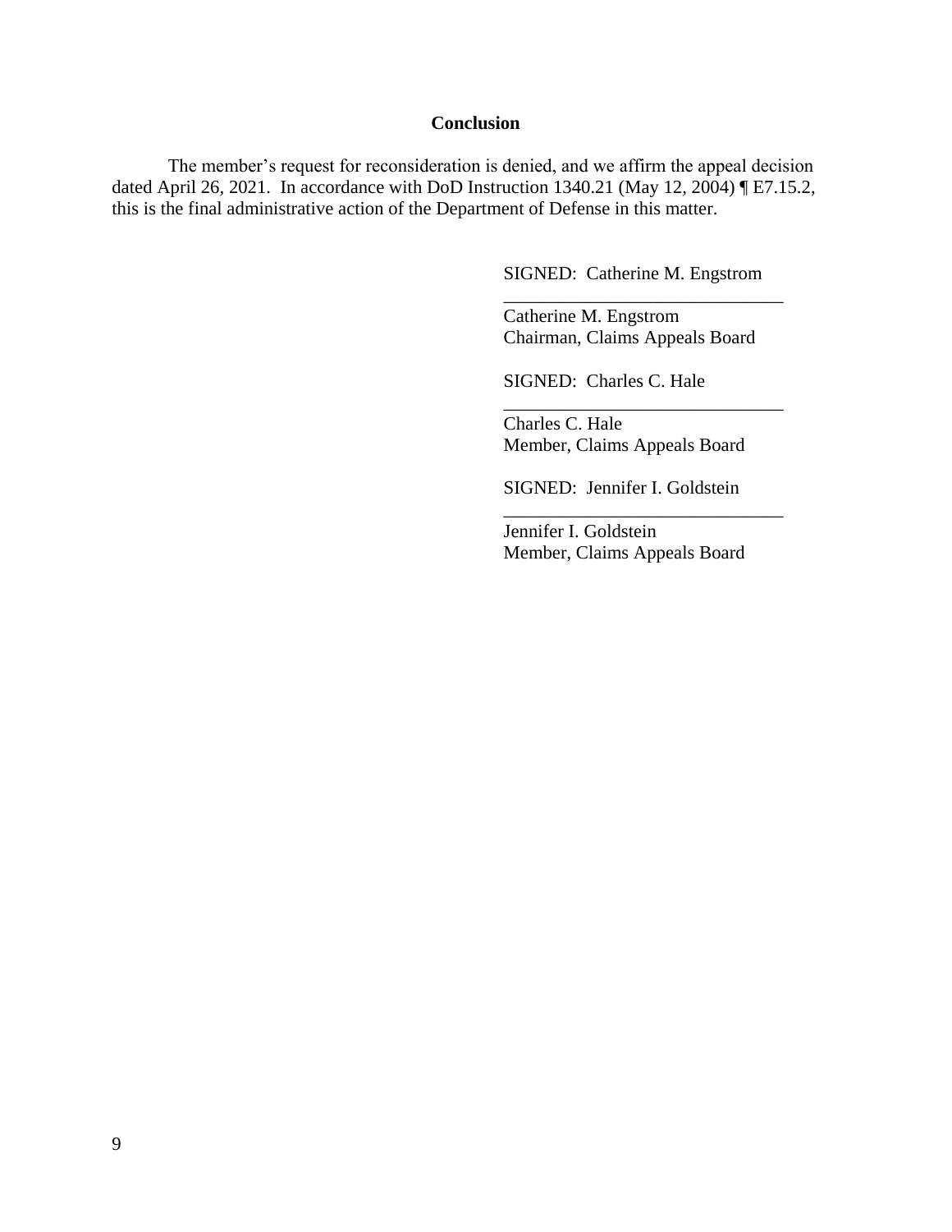## Conclusion

The member's request for reconsideration is denied, and we affirm the appeal decision dated April 26, 2021. In accordance with DoD Instruction 1340.21 (May 12, 2004) ¶ E7.15.2, this is the final administrative action of the Department of Defense in this matter.

SIGNED: Catherine M. Engstrom

______________________________

Catherine M. Engstrom
Chairman, Claims Appeals Board

SIGNED: Charles C. Hale

______________________________

Charles C. Hale
Member, Claims Appeals Board

SIGNED: Jennifer I. Goldstein

______________________________

Jennifer I. Goldstein
Member, Claims Appeals Board